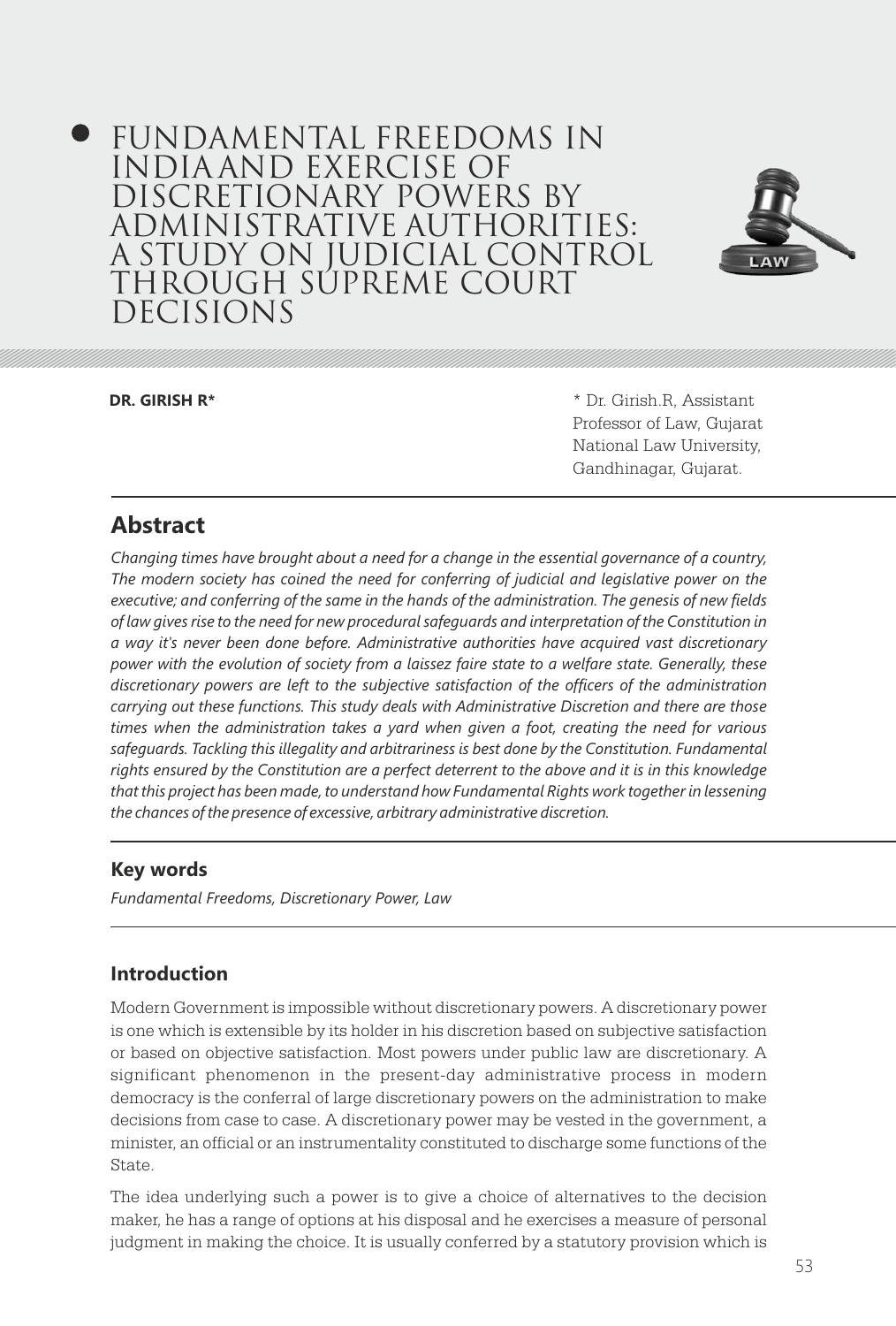# FUNDAMENTAL FREEDOMS IN INDIAAND EXERCISE OF DISCRETIONARY POWERS BY ADMINISTRATIVE AUTHORITIES: A STUDY ON JUDICIAL CONTROL THROUGH SUPREME COURT DECISIONS

**DR. GIRISH R***

\* Dr. Girish.R, Assistant Professor of Law, Gujarat National Law University, Gandhinagar, Gujarat.

## Abstract

*Changing times have brought about a need for a change in the essential governance of a country, The modern society has coined the need for conferring of judicial and legislative power on the executive; and conferring of the same in the hands of the administration. The genesis of new fields of law gives rise to the need for new procedural safeguards and interpretation of the Constitution in a way it's never been done before. Administrative authorities have acquired vast discretionary power with the evolution of society from a laissez faire state to a welfare state. Generally, these discretionary powers are left to the subjective satisfaction of the officers of the administration carrying out these functions. This study deals with Administrative Discretion and there are those times when the administration takes a yard when given a foot, creating the need for various safeguards. Tackling this illegality and arbitrariness is best done by the Constitution. Fundamental rights ensured by the Constitution are a perfect deterrent to the above and it is in this knowledge that this project has been made, to understand how Fundamental Rights work together in lessening the chances of the presence of excessive, arbitrary administrative discretion.*

### Key words

*Fundamental Freedoms, Discretionary Power, Law*

### Introduction

Modern Government is impossible without discretionary powers. A discretionary power is one which is extensible by its holder in his discretion based on subjective satisfaction or based on objective satisfaction. Most powers under public law are discretionary. A significant phenomenon in the present-day administrative process in modern democracy is the conferral of large discretionary powers on the administration to make decisions from case to case. A discretionary power may be vested in the government, a minister, an official or an instrumentality constituted to discharge some functions of the State.

The idea underlying such a power is to give a choice of alternatives to the decision maker, he has a range of options at his disposal and he exercises a measure of personal judgment in making the choice. It is usually conferred by a statutory provision which is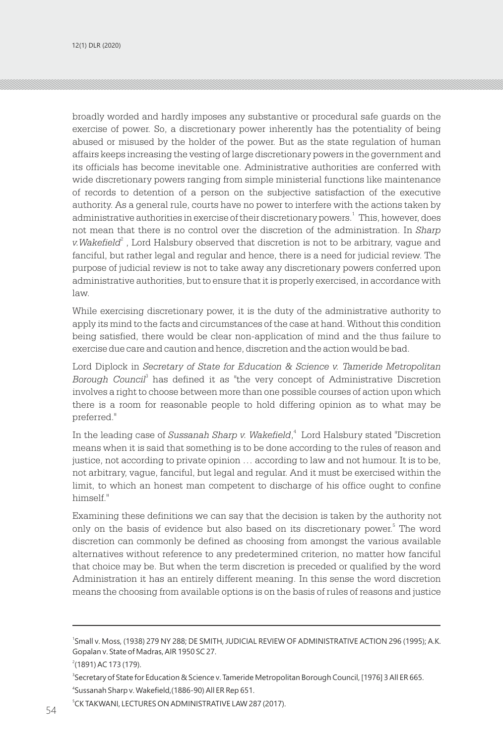broadly worded and hardly imposes any substantive or procedural safe guards on the exercise of power. So, a discretionary power inherently has the potentiality of being abused or misused by the holder of the power. But as the state regulation of human affairs keeps increasing the vesting of large discretionary powers in the government and its officials has become inevitable one. Administrative authorities are conferred with wide discretionary powers ranging from simple ministerial functions like maintenance of records to detention of a person on the subjective satisfaction of the executive authority. As a general rule, courts have no power to interfere with the actions taken by administrative authorities in exercise of their discretionary powers.[1] This, however, does not mean that there is no control over the discretion of the administration. In *Sharp v.Wakefield*[2] , Lord Halsbury observed that discretion is not to be arbitrary, vague and fanciful, but rather legal and regular and hence, there is a need for judicial review. The purpose of judicial review is not to take away any discretionary powers conferred upon administrative authorities, but to ensure that it is properly exercised, in accordance with law.

While exercising discretionary power, it is the duty of the administrative authority to apply its mind to the facts and circumstances of the case at hand. Without this condition being satisfied, there would be clear non-application of mind and the thus failure to exercise due care and caution and hence, discretion and the action would be bad.

Lord Diplock in *Secretary of State for Education & Science v. Tameride Metropolitan Borough Council*[3] has defined it as "the very concept of Administrative Discretion involves a right to choose between more than one possible courses of action upon which there is a room for reasonable people to hold differing opinion as to what may be preferred."

In the leading case of *Sussanah Sharp v. Wakefield*,[4] Lord Halsbury stated "Discretion means when it is said that something is to be done according to the rules of reason and justice, not according to private opinion … according to law and not humour. It is to be, not arbitrary, vague, fanciful, but legal and regular. And it must be exercised within the limit, to which an honest man competent to discharge of his office ought to confine himself."

Examining these definitions we can say that the decision is taken by the authority not only on the basis of evidence but also based on its discretionary power.[5] The word discretion can commonly be defined as choosing from amongst the various available alternatives without reference to any predetermined criterion, no matter how fanciful that choice may be. But when the term discretion is preceded or qualified by the word Administration it has an entirely different meaning. In this sense the word discretion means the choosing from available options is on the basis of rules of reasons and justice

---

[1] Small v. Moss, (1938) 279 NY 288; DE SMITH, JUDICIAL REVIEW OF ADMINISTRATIVE ACTION 296 (1995); A.K. Gopalan v. State of Madras, AIR 1950 SC 27.

[2] (1891) AC 173 (179).

[3] Secretary of State for Education & Science v. Tameride Metropolitan Borough Council, [1976] 3 All ER 665.

[4] Sussanah Sharp v. Wakefield,(1886-90) All ER Rep 651.

[5] CK TAKWANI, LECTURES ON ADMINISTRATIVE LAW 287 (2017).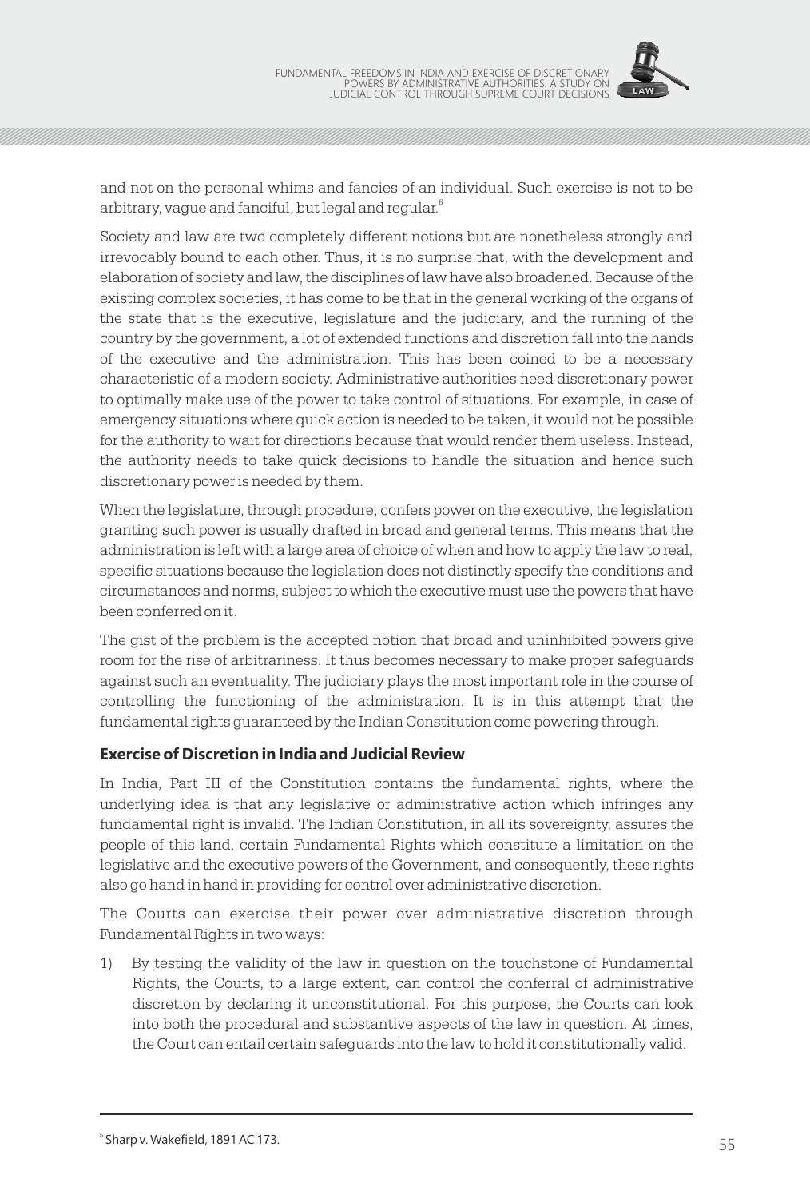and not on the personal whims and fancies of an individual. Such exercise is not to be arbitrary, vague and fanciful, but legal and regular.[6]

Society and law are two completely different notions but are nonetheless strongly and irrevocably bound to each other. Thus, it is no surprise that, with the development and elaboration of society and law, the disciplines of law have also broadened. Because of the existing complex societies, it has come to be that in the general working of the organs of the state that is the executive, legislature and the judiciary, and the running of the country by the government, a lot of extended functions and discretion fall into the hands of the executive and the administration. This has been coined to be a necessary characteristic of a modern society. Administrative authorities need discretionary power to optimally make use of the power to take control of situations. For example, in case of emergency situations where quick action is needed to be taken, it would not be possible for the authority to wait for directions because that would render them useless. Instead, the authority needs to take quick decisions to handle the situation and hence such discretionary power is needed by them.

When the legislature, through procedure, confers power on the executive, the legislation granting such power is usually drafted in broad and general terms. This means that the administration is left with a large area of choice of when and how to apply the law to real, specific situations because the legislation does not distinctly specify the conditions and circumstances and norms, subject to which the executive must use the powers that have been conferred on it.

The gist of the problem is the accepted notion that broad and uninhibited powers give room for the rise of arbitrariness. It thus becomes necessary to make proper safeguards against such an eventuality. The judiciary plays the most important role in the course of controlling the functioning of the administration. It is in this attempt that the fundamental rights guaranteed by the Indian Constitution come powering through.

## Exercise of Discretion in India and Judicial Review

In India, Part III of the Constitution contains the fundamental rights, where the underlying idea is that any legislative or administrative action which infringes any fundamental right is invalid. The Indian Constitution, in all its sovereignty, assures the people of this land, certain Fundamental Rights which constitute a limitation on the legislative and the executive powers of the Government, and consequently, these rights also go hand in hand in providing for control over administrative discretion.

The Courts can exercise their power over administrative discretion through Fundamental Rights in two ways:

1) By testing the validity of the law in question on the touchstone of Fundamental Rights, the Courts, to a large extent, can control the conferral of administrative discretion by declaring it unconstitutional. For this purpose, the Courts can look into both the procedural and substantive aspects of the law in question. At times, the Court can entail certain safeguards into the law to hold it constitutionally valid.

---

[6] Sharp v. Wakefield, 1891 AC 173.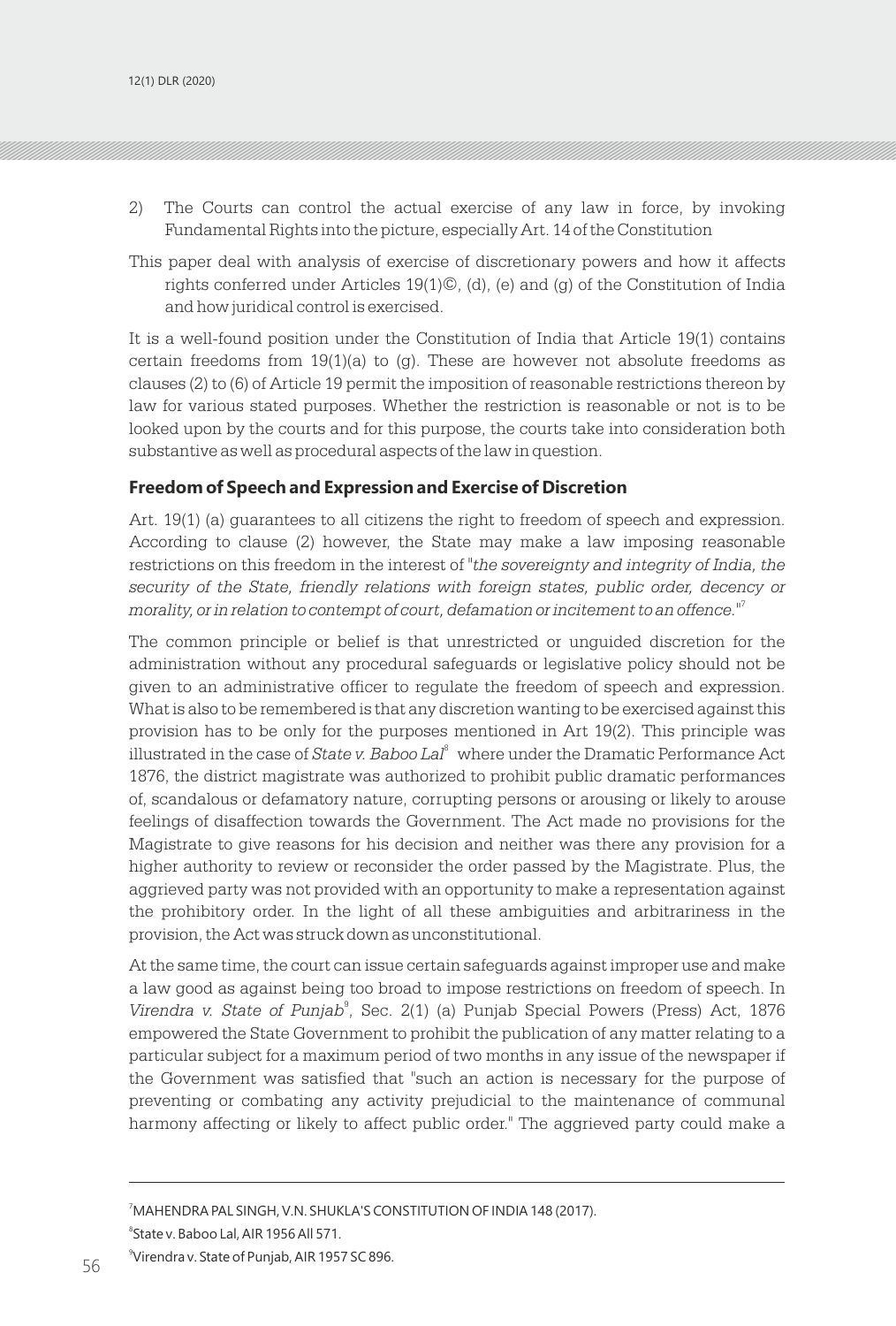2) The Courts can control the actual exercise of any law in force, by invoking Fundamental Rights into the picture, especially Art. 14 of the Constitution

This paper deal with analysis of exercise of discretionary powers and how it affects rights conferred under Articles 19(1)©, (d), (e) and (g) of the Constitution of India and how juridical control is exercised.

It is a well-found position under the Constitution of India that Article 19(1) contains certain freedoms from 19(1)(a) to (g). These are however not absolute freedoms as clauses (2) to (6) of Article 19 permit the imposition of reasonable restrictions thereon by law for various stated purposes. Whether the restriction is reasonable or not is to be looked upon by the courts and for this purpose, the courts take into consideration both substantive as well as procedural aspects of the law in question.

### Freedom of Speech and Expression and Exercise of Discretion

Art. 19(1) (a) guarantees to all citizens the right to freedom of speech and expression. According to clause (2) however, the State may make a law imposing reasonable restrictions on this freedom in the interest of "*the sovereignty and integrity of India, the security of the State, friendly relations with foreign states, public order, decency or morality, or in relation to contempt of court, defamation or incitement to an offence.*"[7]

The common principle or belief is that unrestricted or unguided discretion for the administration without any procedural safeguards or legislative policy should not be given to an administrative officer to regulate the freedom of speech and expression. What is also to be remembered is that any discretion wanting to be exercised against this provision has to be only for the purposes mentioned in Art 19(2). This principle was illustrated in the case of *State v. Baboo Lal*[8] where under the Dramatic Performance Act 1876, the district magistrate was authorized to prohibit public dramatic performances of, scandalous or defamatory nature, corrupting persons or arousing or likely to arouse feelings of disaffection towards the Government. The Act made no provisions for the Magistrate to give reasons for his decision and neither was there any provision for a higher authority to review or reconsider the order passed by the Magistrate. Plus, the aggrieved party was not provided with an opportunity to make a representation against the prohibitory order. In the light of all these ambiguities and arbitrariness in the provision, the Act was struck down as unconstitutional.

At the same time, the court can issue certain safeguards against improper use and make a law good as against being too broad to impose restrictions on freedom of speech. In *Virendra v. State of Punjab*[9], Sec. 2(1) (a) Punjab Special Powers (Press) Act, 1876 empowered the State Government to prohibit the publication of any matter relating to a particular subject for a maximum period of two months in any issue of the newspaper if the Government was satisfied that "such an action is necessary for the purpose of preventing or combating any activity prejudicial to the maintenance of communal harmony affecting or likely to affect public order." The aggrieved party could make a

---

[7] MAHENDRA PAL SINGH, V.N. SHUKLA'S CONSTITUTION OF INDIA 148 (2017).

[8] State v. Baboo Lal, AIR 1956 All 571.

[9] Virendra v. State of Punjab, AIR 1957 SC 896.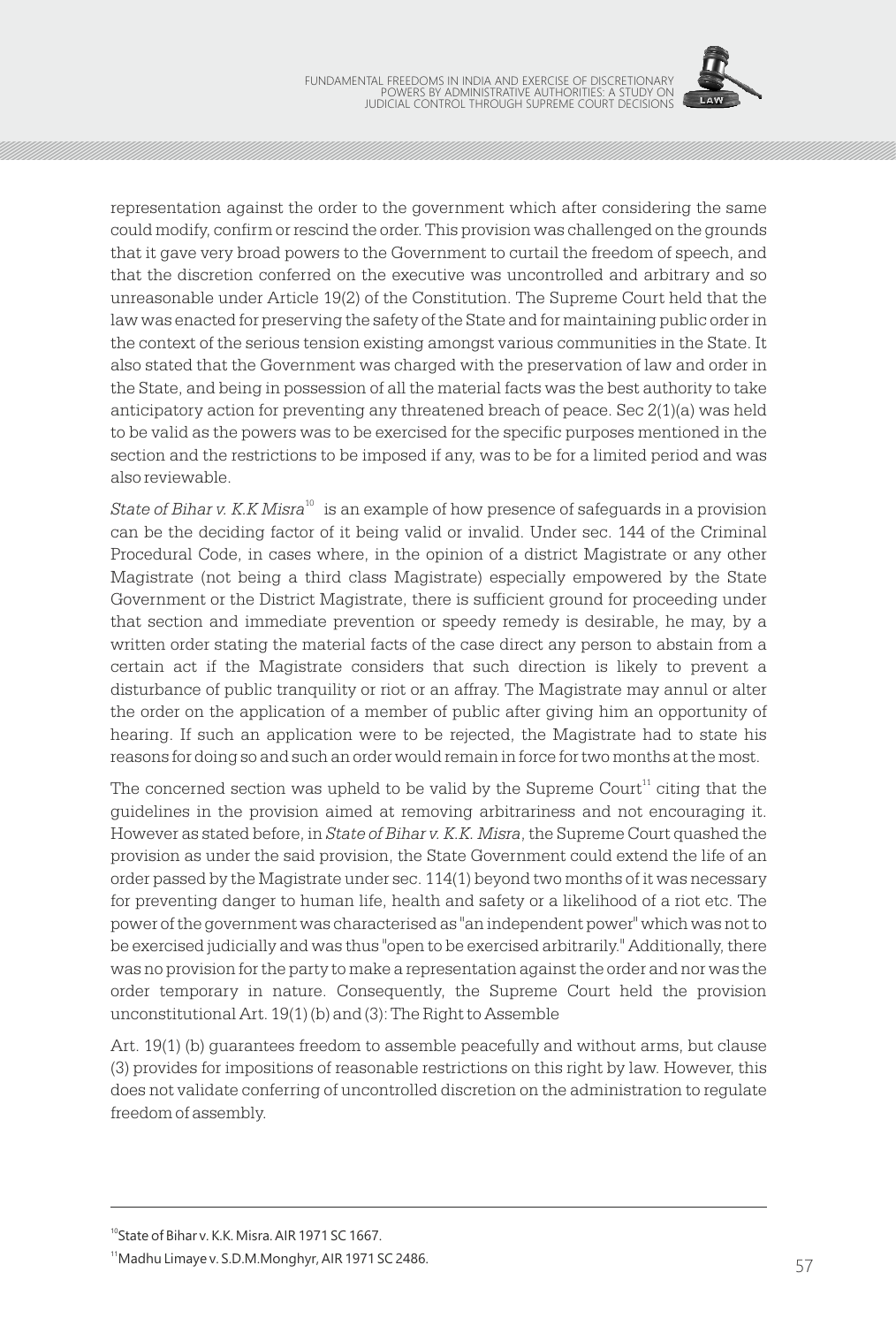representation against the order to the government which after considering the same could modify, confirm or rescind the order. This provision was challenged on the grounds that it gave very broad powers to the Government to curtail the freedom of speech, and that the discretion conferred on the executive was uncontrolled and arbitrary and so unreasonable under Article 19(2) of the Constitution. The Supreme Court held that the law was enacted for preserving the safety of the State and for maintaining public order in the context of the serious tension existing amongst various communities in the State. It also stated that the Government was charged with the preservation of law and order in the State, and being in possession of all the material facts was the best authority to take anticipatory action for preventing any threatened breach of peace. Sec 2(1)(a) was held to be valid as the powers was to be exercised for the specific purposes mentioned in the section and the restrictions to be imposed if any, was to be for a limited period and was also reviewable.

*State of Bihar v. K.K Misra*[10] is an example of how presence of safeguards in a provision can be the deciding factor of it being valid or invalid. Under sec. 144 of the Criminal Procedural Code, in cases where, in the opinion of a district Magistrate or any other Magistrate (not being a third class Magistrate) especially empowered by the State Government or the District Magistrate, there is sufficient ground for proceeding under that section and immediate prevention or speedy remedy is desirable, he may, by a written order stating the material facts of the case direct any person to abstain from a certain act if the Magistrate considers that such direction is likely to prevent a disturbance of public tranquility or riot or an affray. The Magistrate may annul or alter the order on the application of a member of public after giving him an opportunity of hearing. If such an application were to be rejected, the Magistrate had to state his reasons for doing so and such an order would remain in force for two months at the most.

The concerned section was upheld to be valid by the Supreme Court[11] citing that the guidelines in the provision aimed at removing arbitrariness and not encouraging it. However as stated before, in *State of Bihar v. K.K. Misra*, the Supreme Court quashed the provision as under the said provision, the State Government could extend the life of an order passed by the Magistrate under sec. 114(1) beyond two months of it was necessary for preventing danger to human life, health and safety or a likelihood of a riot etc. The power of the government was characterised as "an independent power" which was not to be exercised judicially and was thus "open to be exercised arbitrarily." Additionally, there was no provision for the party to make a representation against the order and nor was the order temporary in nature. Consequently, the Supreme Court held the provision unconstitutional Art. 19(1) (b) and (3): The Right to Assemble

Art. 19(1) (b) guarantees freedom to assemble peacefully and without arms, but clause (3) provides for impositions of reasonable restrictions on this right by law. However, this does not validate conferring of uncontrolled discretion on the administration to regulate freedom of assembly.

---

[10] State of Bihar v. K.K. Misra. AIR 1971 SC 1667.

[11] Madhu Limaye v. S.D.M.Monghyr, AIR 1971 SC 2486.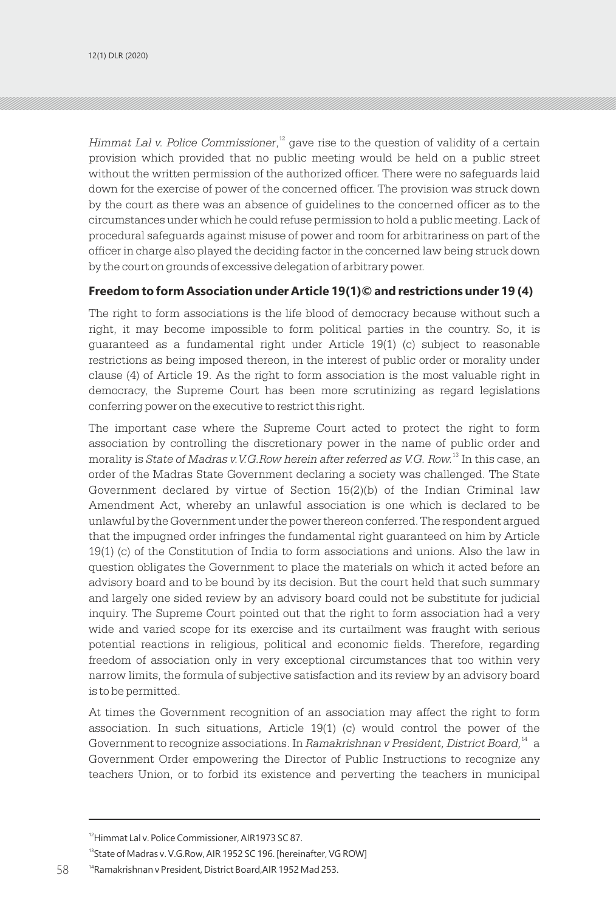*Himmat Lal v. Police Commissioner*,[12] gave rise to the question of validity of a certain provision which provided that no public meeting would be held on a public street without the written permission of the authorized officer. There were no safeguards laid down for the exercise of power of the concerned officer. The provision was struck down by the court as there was an absence of guidelines to the concerned officer as to the circumstances under which he could refuse permission to hold a public meeting. Lack of procedural safeguards against misuse of power and room for arbitrariness on part of the officer in charge also played the deciding factor in the concerned law being struck down by the court on grounds of excessive delegation of arbitrary power.

### Freedom to form Association under Article 19(1)© and restrictions under 19 (4)

The right to form associations is the life blood of democracy because without such a right, it may become impossible to form political parties in the country. So, it is guaranteed as a fundamental right under Article 19(1) (c) subject to reasonable restrictions as being imposed thereon, in the interest of public order or morality under clause (4) of Article 19. As the right to form association is the most valuable right in democracy, the Supreme Court has been more scrutinizing as regard legislations conferring power on the executive to restrict this right.

The important case where the Supreme Court acted to protect the right to form association by controlling the discretionary power in the name of public order and morality is *State of Madras v.V.G.Row herein after referred as V.G. Row.*[13] In this case, an order of the Madras State Government declaring a society was challenged. The State Government declared by virtue of Section 15(2)(b) of the Indian Criminal law Amendment Act, whereby an unlawful association is one which is declared to be unlawful by the Government under the power thereon conferred. The respondent argued that the impugned order infringes the fundamental right guaranteed on him by Article 19(1) (c) of the Constitution of India to form associations and unions. Also the law in question obligates the Government to place the materials on which it acted before an advisory board and to be bound by its decision. But the court held that such summary and largely one sided review by an advisory board could not be substitute for judicial inquiry. The Supreme Court pointed out that the right to form association had a very wide and varied scope for its exercise and its curtailment was fraught with serious potential reactions in religious, political and economic fields. Therefore, regarding freedom of association only in very exceptional circumstances that too within very narrow limits, the formula of subjective satisfaction and its review by an advisory board is to be permitted.

At times the Government recognition of an association may affect the right to form association. In such situations, Article 19(1) (c) would control the power of the Government to recognize associations. In *Ramakrishnan v President, District Board,*[14] a Government Order empowering the Director of Public Instructions to recognize any teachers Union, or to forbid its existence and perverting the teachers in municipal

---

[12] Himmat Lal v. Police Commissioner, AIR1973 SC 87.

[13] State of Madras v. V.G.Row, AIR 1952 SC 196. [hereinafter, VG ROW]

[14] Ramakrishnan v President, District Board,AIR 1952 Mad 253.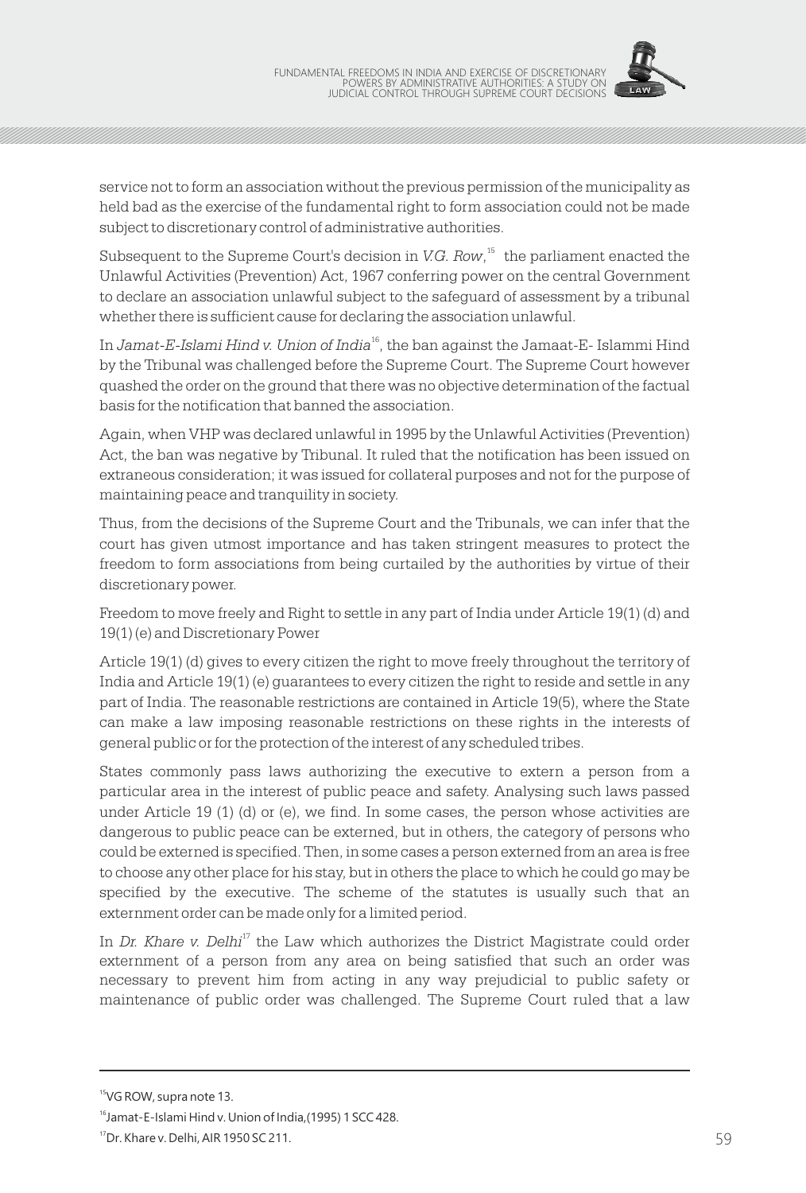service not to form an association without the previous permission of the municipality as held bad as the exercise of the fundamental right to form association could not be made subject to discretionary control of administrative authorities.

Subsequent to the Supreme Court's decision in *V.G. Row*,[15] the parliament enacted the Unlawful Activities (Prevention) Act, 1967 conferring power on the central Government to declare an association unlawful subject to the safeguard of assessment by a tribunal whether there is sufficient cause for declaring the association unlawful.

In *Jamat-E-Islami Hind v. Union of India*[16], the ban against the Jamaat-E- Islammi Hind by the Tribunal was challenged before the Supreme Court. The Supreme Court however quashed the order on the ground that there was no objective determination of the factual basis for the notification that banned the association.

Again, when VHP was declared unlawful in 1995 by the Unlawful Activities (Prevention) Act, the ban was negative by Tribunal. It ruled that the notification has been issued on extraneous consideration; it was issued for collateral purposes and not for the purpose of maintaining peace and tranquility in society.

Thus, from the decisions of the Supreme Court and the Tribunals, we can infer that the court has given utmost importance and has taken stringent measures to protect the freedom to form associations from being curtailed by the authorities by virtue of their discretionary power.

Freedom to move freely and Right to settle in any part of India under Article 19(1) (d) and 19(1) (e) and Discretionary Power

Article 19(1) (d) gives to every citizen the right to move freely throughout the territory of India and Article 19(1) (e) guarantees to every citizen the right to reside and settle in any part of India. The reasonable restrictions are contained in Article 19(5), where the State can make a law imposing reasonable restrictions on these rights in the interests of general public or for the protection of the interest of any scheduled tribes.

States commonly pass laws authorizing the executive to extern a person from a particular area in the interest of public peace and safety. Analysing such laws passed under Article 19 (1) (d) or (e), we find. In some cases, the person whose activities are dangerous to public peace can be externed, but in others, the category of persons who could be externed is specified. Then, in some cases a person externed from an area is free to choose any other place for his stay, but in others the place to which he could go may be specified by the executive. The scheme of the statutes is usually such that an externment order can be made only for a limited period.

In *Dr. Khare v. Delhi*[17] the Law which authorizes the District Magistrate could order externment of a person from any area on being satisfied that such an order was necessary to prevent him from acting in any way prejudicial to public safety or maintenance of public order was challenged. The Supreme Court ruled that a law

---

[15] VG ROW, supra note 13.

[16] Jamat-E-Islami Hind v. Union of India,(1995) 1 SCC 428.

[17] Dr. Khare v. Delhi, AIR 1950 SC 211.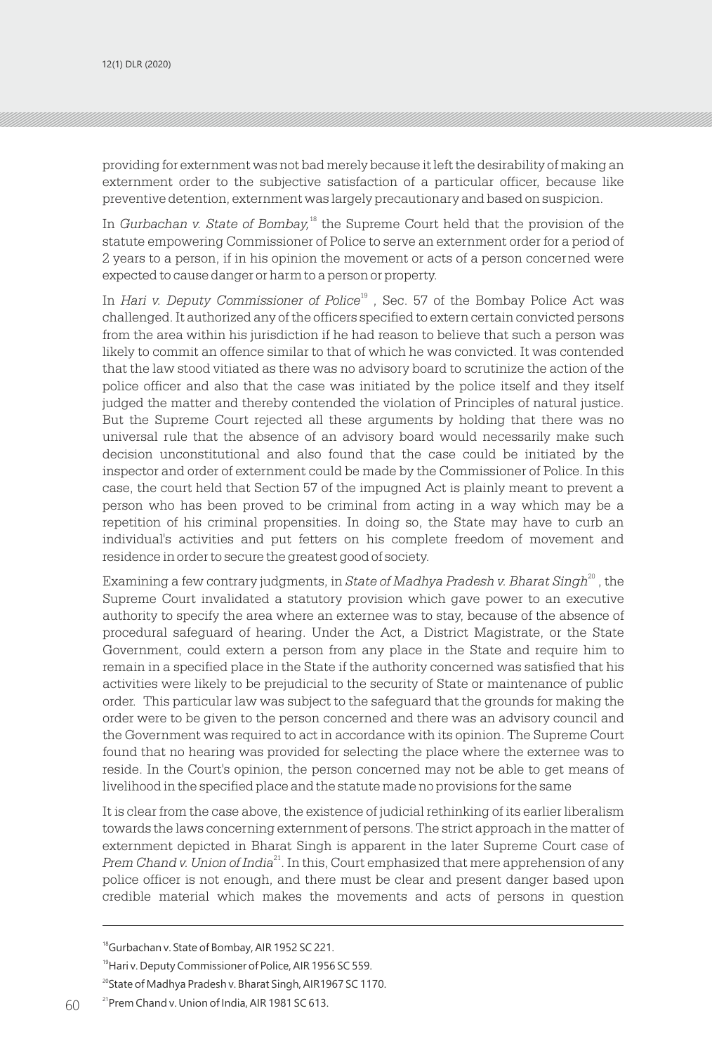providing for externment was not bad merely because it left the desirability of making an externment order to the subjective satisfaction of a particular officer, because like preventive detention, externment was largely precautionary and based on suspicion.

In *Gurbachan v. State of Bombay,*[18] the Supreme Court held that the provision of the statute empowering Commissioner of Police to serve an externment order for a period of 2 years to a person, if in his opinion the movement or acts of a person concerned were expected to cause danger or harm to a person or property.

In *Hari v. Deputy Commissioner of Police*[19] , Sec. 57 of the Bombay Police Act was challenged. It authorized any of the officers specified to extern certain convicted persons from the area within his jurisdiction if he had reason to believe that such a person was likely to commit an offence similar to that of which he was convicted. It was contended that the law stood vitiated as there was no advisory board to scrutinize the action of the police officer and also that the case was initiated by the police itself and they itself judged the matter and thereby contended the violation of Principles of natural justice. But the Supreme Court rejected all these arguments by holding that there was no universal rule that the absence of an advisory board would necessarily make such decision unconstitutional and also found that the case could be initiated by the inspector and order of externment could be made by the Commissioner of Police. In this case, the court held that Section 57 of the impugned Act is plainly meant to prevent a person who has been proved to be criminal from acting in a way which may be a repetition of his criminal propensities. In doing so, the State may have to curb an individual's activities and put fetters on his complete freedom of movement and residence in order to secure the greatest good of society.

Examining a few contrary judgments, in *State of Madhya Pradesh v. Bharat Singh*[20] , the Supreme Court invalidated a statutory provision which gave power to an executive authority to specify the area where an externee was to stay, because of the absence of procedural safeguard of hearing. Under the Act, a District Magistrate, or the State Government, could extern a person from any place in the State and require him to remain in a specified place in the State if the authority concerned was satisfied that his activities were likely to be prejudicial to the security of State or maintenance of public order. This particular law was subject to the safeguard that the grounds for making the order were to be given to the person concerned and there was an advisory council and the Government was required to act in accordance with its opinion. The Supreme Court found that no hearing was provided for selecting the place where the externee was to reside. In the Court's opinion, the person concerned may not be able to get means of livelihood in the specified place and the statute made no provisions for the same

It is clear from the case above, the existence of judicial rethinking of its earlier liberalism towards the laws concerning externment of persons. The strict approach in the matter of externment depicted in Bharat Singh is apparent in the later Supreme Court case of *Prem Chand v. Union of India*[21]. In this, Court emphasized that mere apprehension of any police officer is not enough, and there must be clear and present danger based upon credible material which makes the movements and acts of persons in question

---

[18] Gurbachan v. State of Bombay, AIR 1952 SC 221.

[19] Hari v. Deputy Commissioner of Police, AIR 1956 SC 559.

[20] State of Madhya Pradesh v. Bharat Singh, AIR1967 SC 1170.

[21] Prem Chand v. Union of India, AIR 1981 SC 613.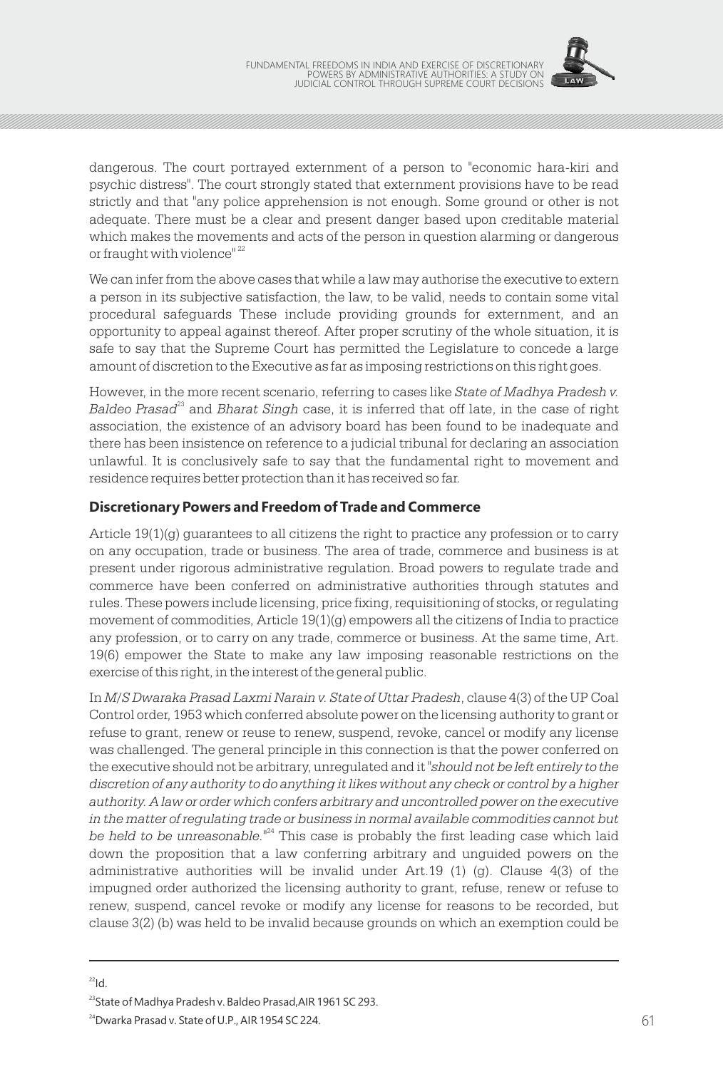dangerous. The court portrayed externment of a person to "economic hara-kiri and psychic distress". The court strongly stated that externment provisions have to be read strictly and that "any police apprehension is not enough. Some ground or other is not adequate. There must be a clear and present danger based upon creditable material which makes the movements and acts of the person in question alarming or dangerous or fraught with violence" [22]

We can infer from the above cases that while a law may authorise the executive to extern a person in its subjective satisfaction, the law, to be valid, needs to contain some vital procedural safeguards These include providing grounds for externment, and an opportunity to appeal against thereof. After proper scrutiny of the whole situation, it is safe to say that the Supreme Court has permitted the Legislature to concede a large amount of discretion to the Executive as far as imposing restrictions on this right goes.

However, in the more recent scenario, referring to cases like *State of Madhya Pradesh v. Baldeo Prasad*[23] and *Bharat Singh* case, it is inferred that off late, in the case of right association, the existence of an advisory board has been found to be inadequate and there has been insistence on reference to a judicial tribunal for declaring an association unlawful. It is conclusively safe to say that the fundamental right to movement and residence requires better protection than it has received so far.

## Discretionary Powers and Freedom of Trade and Commerce

Article 19(1)(g) guarantees to all citizens the right to practice any profession or to carry on any occupation, trade or business. The area of trade, commerce and business is at present under rigorous administrative regulation. Broad powers to regulate trade and commerce have been conferred on administrative authorities through statutes and rules. These powers include licensing, price fixing, requisitioning of stocks, or regulating movement of commodities, Article 19(1)(g) empowers all the citizens of India to practice any profession, or to carry on any trade, commerce or business. At the same time, Art. 19(6) empower the State to make any law imposing reasonable restrictions on the exercise of this right, in the interest of the general public.

In *M/S Dwaraka Prasad Laxmi Narain v. State of Uttar Pradesh*, clause 4(3) of the UP Coal Control order, 1953 which conferred absolute power on the licensing authority to grant or refuse to grant, renew or reuse to renew, suspend, revoke, cancel or modify any license was challenged. The general principle in this connection is that the power conferred on the executive should not be arbitrary, unregulated and it "*should not be left entirely to the discretion of any authority to do anything it likes without any check or control by a higher authority. A law or order which confers arbitrary and uncontrolled power on the executive in the matter of regulating trade or business in normal available commodities cannot but be held to be unreasonable.*"[24] This case is probably the first leading case which laid down the proposition that a law conferring arbitrary and unguided powers on the administrative authorities will be invalid under Art.19 (1) (g). Clause 4(3) of the impugned order authorized the licensing authority to grant, refuse, renew or refuse to renew, suspend, cancel revoke or modify any license for reasons to be recorded, but clause 3(2) (b) was held to be invalid because grounds on which an exemption could be

---

[22] Id.

[23] State of Madhya Pradesh v. Baldeo Prasad, AIR 1961 SC 293.

[24] Dwarka Prasad v. State of U.P., AIR 1954 SC 224.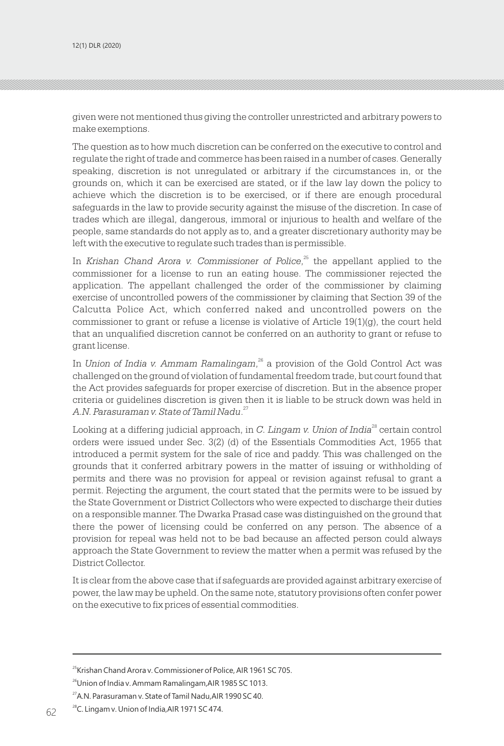given were not mentioned thus giving the controller unrestricted and arbitrary powers to make exemptions.

The question as to how much discretion can be conferred on the executive to control and regulate the right of trade and commerce has been raised in a number of cases. Generally speaking, discretion is not unregulated or arbitrary if the circumstances in, or the grounds on, which it can be exercised are stated, or if the law lay down the policy to achieve which the discretion is to be exercised, or if there are enough procedural safeguards in the law to provide security against the misuse of the discretion. In case of trades which are illegal, dangerous, immoral or injurious to health and welfare of the people, same standards do not apply as to, and a greater discretionary authority may be left with the executive to regulate such trades than is permissible.

In *Krishan Chand Arora v. Commissioner of Police*,[25] the appellant applied to the commissioner for a license to run an eating house. The commissioner rejected the application. The appellant challenged the order of the commissioner by claiming exercise of uncontrolled powers of the commissioner by claiming that Section 39 of the Calcutta Police Act, which conferred naked and uncontrolled powers on the commissioner to grant or refuse a license is violative of Article 19(1)(g), the court held that an unqualified discretion cannot be conferred on an authority to grant or refuse to grant license.

In *Union of India v. Ammam Ramalingam*,[26] a provision of the Gold Control Act was challenged on the ground of violation of fundamental freedom trade, but court found that the Act provides safeguards for proper exercise of discretion. But in the absence proper criteria or guidelines discretion is given then it is liable to be struck down was held in *A.N. Parasuraman v. State of Tamil Nadu*.[27]

Looking at a differing judicial approach, in *C. Lingam v. Union of India*[28] certain control orders were issued under Sec. 3(2) (d) of the Essentials Commodities Act, 1955 that introduced a permit system for the sale of rice and paddy. This was challenged on the grounds that it conferred arbitrary powers in the matter of issuing or withholding of permits and there was no provision for appeal or revision against refusal to grant a permit. Rejecting the argument, the court stated that the permits were to be issued by the State Government or District Collectors who were expected to discharge their duties on a responsible manner. The Dwarka Prasad case was distinguished on the ground that there the power of licensing could be conferred on any person. The absence of a provision for repeal was held not to be bad because an affected person could always approach the State Government to review the matter when a permit was refused by the District Collector.

It is clear from the above case that if safeguards are provided against arbitrary exercise of power, the law may be upheld. On the same note, statutory provisions often confer power on the executive to fix prices of essential commodities.

---

[25] Krishan Chand Arora v. Commissioner of Police, AIR 1961 SC 705.

[26] Union of India v. Ammam Ramalingam, AIR 1985 SC 1013.

[27] A.N. Parasuraman v. State of Tamil Nadu, AIR 1990 SC 40.

[28] C. Lingam v. Union of India, AIR 1971 SC 474.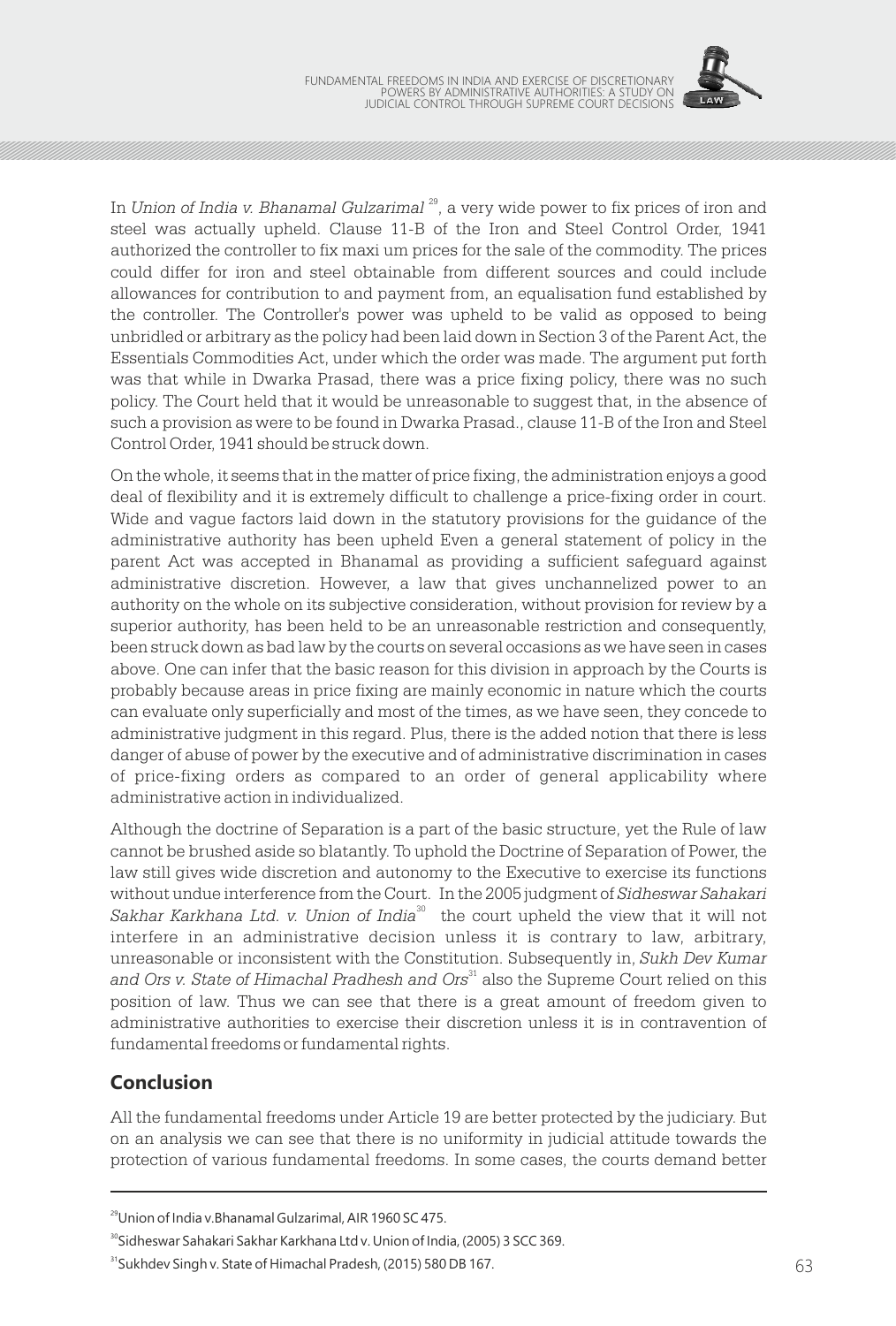In *Union of India v. Bhanamal Gulzarimal* [29], a very wide power to fix prices of iron and steel was actually upheld. Clause 11-B of the Iron and Steel Control Order, 1941 authorized the controller to fix maxi um prices for the sale of the commodity. The prices could differ for iron and steel obtainable from different sources and could include allowances for contribution to and payment from, an equalisation fund established by the controller. The Controller's power was upheld to be valid as opposed to being unbridled or arbitrary as the policy had been laid down in Section 3 of the Parent Act, the Essentials Commodities Act, under which the order was made. The argument put forth was that while in Dwarka Prasad, there was a price fixing policy, there was no such policy. The Court held that it would be unreasonable to suggest that, in the absence of such a provision as were to be found in Dwarka Prasad., clause 11-B of the Iron and Steel Control Order, 1941 should be struck down.

On the whole, it seems that in the matter of price fixing, the administration enjoys a good deal of flexibility and it is extremely difficult to challenge a price-fixing order in court. Wide and vague factors laid down in the statutory provisions for the guidance of the administrative authority has been upheld Even a general statement of policy in the parent Act was accepted in Bhanamal as providing a sufficient safeguard against administrative discretion. However, a law that gives unchannelized power to an authority on the whole on its subjective consideration, without provision for review by a superior authority, has been held to be an unreasonable restriction and consequently, been struck down as bad law by the courts on several occasions as we have seen in cases above. One can infer that the basic reason for this division in approach by the Courts is probably because areas in price fixing are mainly economic in nature which the courts can evaluate only superficially and most of the times, as we have seen, they concede to administrative judgment in this regard. Plus, there is the added notion that there is less danger of abuse of power by the executive and of administrative discrimination in cases of price-fixing orders as compared to an order of general applicability where administrative action in individualized.

Although the doctrine of Separation is a part of the basic structure, yet the Rule of law cannot be brushed aside so blatantly. To uphold the Doctrine of Separation of Power, the law still gives wide discretion and autonomy to the Executive to exercise its functions without undue interference from the Court. In the 2005 judgment of *Sidheswar Sahakari Sakhar Karkhana Ltd. v. Union of India*[30] the court upheld the view that it will not interfere in an administrative decision unless it is contrary to law, arbitrary, unreasonable or inconsistent with the Constitution. Subsequently in, *Sukh Dev Kumar and Ors v. State of Himachal Pradhesh and Ors*[31] also the Supreme Court relied on this position of law. Thus we can see that there is a great amount of freedom given to administrative authorities to exercise their discretion unless it is in contravention of fundamental freedoms or fundamental rights.

## Conclusion

All the fundamental freedoms under Article 19 are better protected by the judiciary. But on an analysis we can see that there is no uniformity in judicial attitude towards the protection of various fundamental freedoms. In some cases, the courts demand better

---

[29] Union of India v.Bhanamal Gulzarimal, AIR 1960 SC 475.

[30] Sidheswar Sahakari Sakhar Karkhana Ltd v. Union of India, (2005) 3 SCC 369.

[31] Sukhdev Singh v. State of Himachal Pradesh, (2015) 580 DB 167.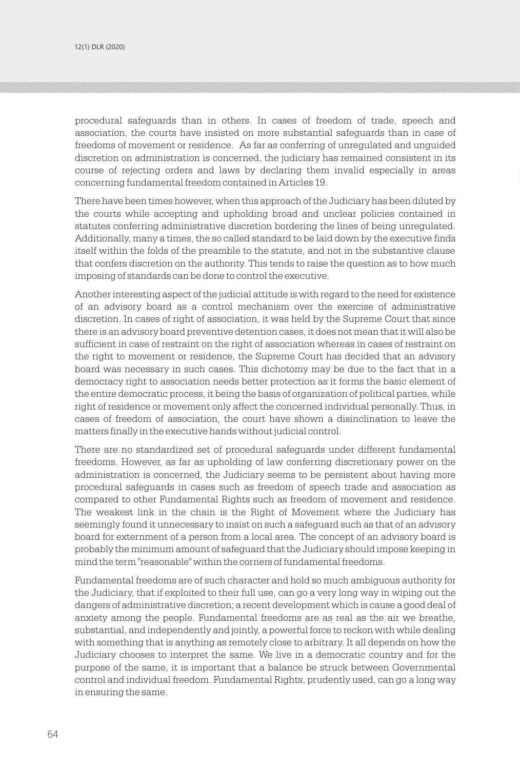procedural safeguards than in others. In cases of freedom of trade, speech and association, the courts have insisted on more substantial safeguards than in case of freedoms of movement or residence. As far as conferring of unregulated and unguided discretion on administration is concerned, the judiciary has remained consistent in its course of rejecting orders and laws by declaring them invalid especially in areas concerning fundamental freedom contained in Articles 19.

There have been times however, when this approach of the Judiciary has been diluted by the courts while accepting and upholding broad and unclear policies contained in statutes conferring administrative discretion bordering the lines of being unregulated. Additionally, many a times, the so called standard to be laid down by the executive finds itself within the folds of the preamble to the statute, and not in the substantive clause that confers discretion on the authority. This tends to raise the question as to how much imposing of standards can be done to control the executive.

Another interesting aspect of the judicial attitude is with regard to the need for existence of an advisory board as a control mechanism over the exercise of administrative discretion. In cases of right of association, it was held by the Supreme Court that since there is an advisory board preventive detention cases, it does not mean that it will also be sufficient in case of restraint on the right of association whereas in cases of restraint on the right to movement or residence, the Supreme Court has decided that an advisory board was necessary in such cases. This dichotomy may be due to the fact that in a democracy right to association needs better protection as it forms the basic element of the entire democratic process, it being the basis of organization of political parties, while right of residence or movement only affect the concerned individual personally. Thus, in cases of freedom of association, the court have shown a disinclination to leave the matters finally in the executive hands without judicial control.

There are no standardized set of procedural safeguards under different fundamental freedoms. However, as far as upholding of law conferring discretionary power on the administration is concerned, the Judiciary seems to be persistent about having more procedural safeguards in cases such as freedom of speech trade and association as compared to other Fundamental Rights such as freedom of movement and residence. The weakest link in the chain is the Right of Movement where the Judiciary has seemingly found it unnecessary to insist on such a safeguard such as that of an advisory board for externment of a person from a local area. The concept of an advisory board is probably the minimum amount of safeguard that the Judiciary should impose keeping in mind the term "reasonable" within the corners of fundamental freedoms.

Fundamental freedoms are of such character and hold so much ambiguous authority for the Judiciary, that if exploited to their full use, can go a very long way in wiping out the dangers of administrative discretion; a recent development which is cause a good deal of anxiety among the people. Fundamental freedoms are as real as the air we breathe, substantial, and independently and jointly, a powerful force to reckon with while dealing with something that is anything as remotely close to arbitrary. It all depends on how the Judiciary chooses to interpret the same. We live in a democratic country and for the purpose of the same, it is important that a balance be struck between Governmental control and individual freedom. Fundamental Rights, prudently used, can go a long way in ensuring the same.